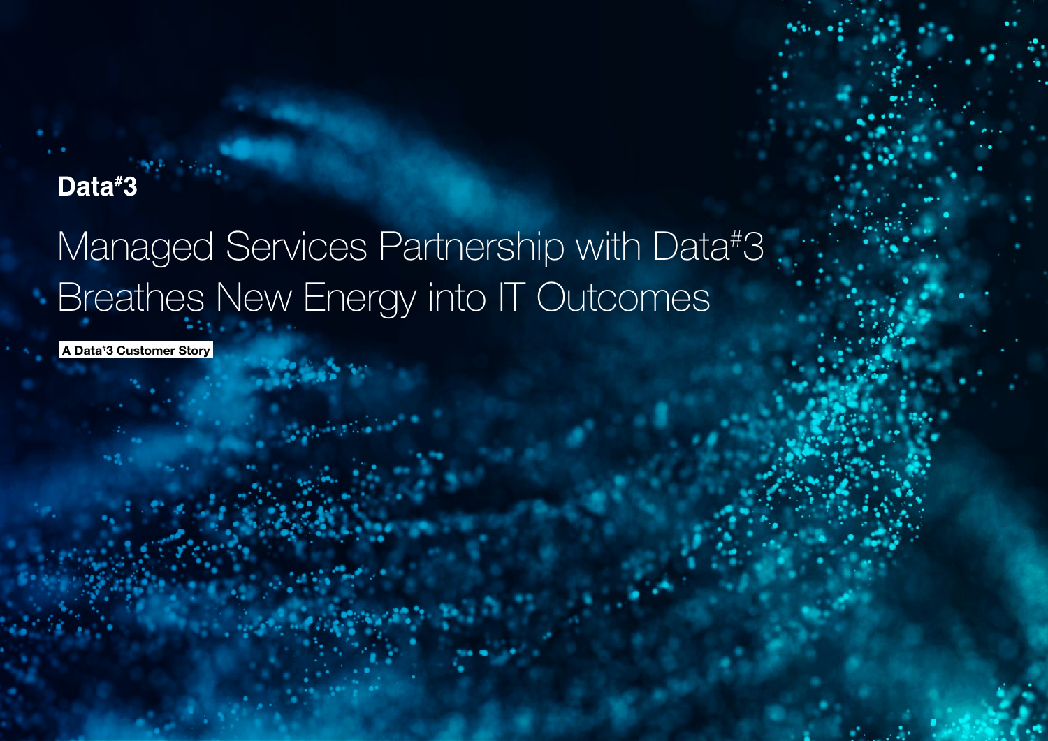Data#3

# Managed Services Partnership with Data#3 Breathes New Energy into IT Outcomes

A Data#3 Customer Story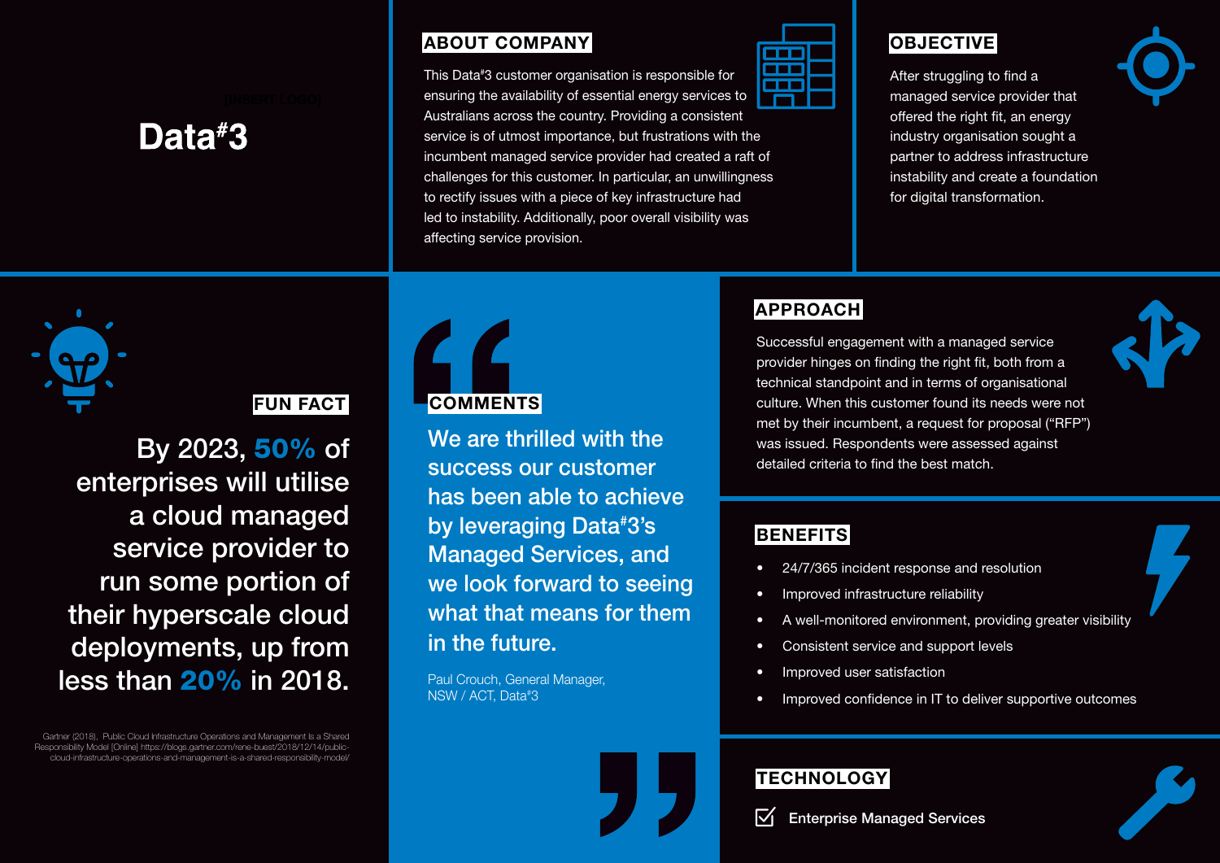[INSERT LOGO]

Data#3

## ABOUT COMPANY

This Data#3 customer organisation is responsible for ensuring the availability of essential energy services to Australians across the country. Providing a consistent service is of utmost importance, but frustrations with the incumbent managed service provider had created a raft of challenges for this customer. In particular, an unwillingness to rectify issues with a piece of key infrastructure had led to instability. Additionally, poor overall visibility was affecting service provision.

## OBJECTIVE

After struggling to find a managed service provider that offered the right fit, an energy industry organisation sought a partner to address infrastructure instability and create a foundation for digital transformation.

## FUN FACT

By 2023, **50%** of enterprises will utilise a cloud managed service provider to run some portion of their hyperscale cloud deployments, up from less than **20%** in 2018.

Gartner (2018), Public Cloud Infrastructure Operations and Management is a Shared Responsibility Model [Online] https://blogs.gartner.com/rene-buest/2018/12/14/public-cloud-infrastructure-operations-and-management-is-a-shared-responsibility-model/

## COMMENTS

"We are thrilled with the success our customer has been able to achieve by leveraging Data#3's Managed Services, and we look forward to seeing what that means for them in the future."

Paul Crouch, General Manager, NSW / ACT, Data#3

## APPROACH

Successful engagement with a managed service provider hinges on finding the right fit, both from a technical standpoint and in terms of organisational culture. When this customer found its needs were not met by their incumbent, a request for proposal ("RFP") was issued. Respondents were assessed against detailed criteria to find the best match.

## BENEFITS

- 24/7/365 incident response and resolution
- Improved infrastructure reliability
- A well-monitored environment, providing greater visibility
- Consistent service and support levels
- Improved user satisfaction
- Improved confidence in IT to deliver supportive outcomes

## TECHNOLOGY

- [x] Enterprise Managed Services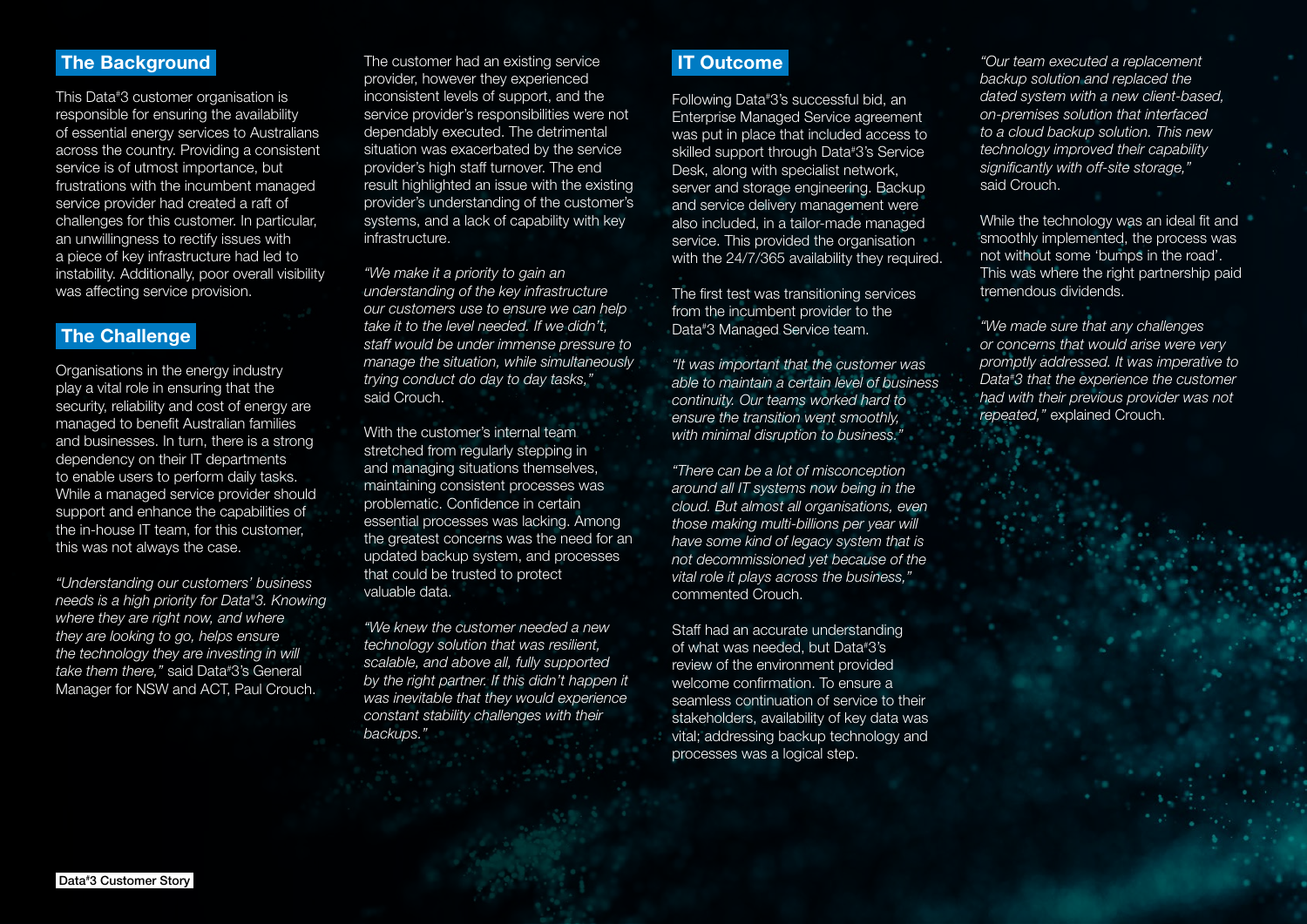## The Background

This Data#3 customer organisation is responsible for ensuring the availability of essential energy services to Australians across the country. Providing a consistent service is of utmost importance, but frustrations with the incumbent managed service provider had created a raft of challenges for this customer. In particular, an unwillingness to rectify issues with a piece of key infrastructure had led to instability. Additionally, poor overall visibility was affecting service provision.

## The Challenge

Organisations in the energy industry play a vital role in ensuring that the security, reliability and cost of energy are managed to benefit Australian families and businesses. In turn, there is a strong dependency on their IT departments to enable users to perform daily tasks. While a managed service provider should support and enhance the capabilities of the in-house IT team, for this customer, this was not always the case.

*"Understanding our customers' business needs is a high priority for Data#3. Knowing where they are right now, and where they are looking to go, helps ensure the technology they are investing in will take them there,"* said Data#3's General Manager for NSW and ACT, Paul Crouch.

The customer had an existing service provider, however they experienced inconsistent levels of support, and the service provider's responsibilities were not dependably executed. The detrimental situation was exacerbated by the service provider's high staff turnover. The end result highlighted an issue with the existing provider's understanding of the customer's systems, and a lack of capability with key infrastructure.

*"We make it a priority to gain an understanding of the key infrastructure our customers use to ensure we can help take it to the level needed. If we didn't, staff would be under immense pressure to manage the situation, while simultaneously trying conduct do day to day tasks,"* said Crouch.

With the customer's internal team stretched from regularly stepping in and managing situations themselves, maintaining consistent processes was problematic. Confidence in certain essential processes was lacking. Among the greatest concerns was the need for an updated backup system, and processes that could be trusted to protect valuable data.

*"We knew the customer needed a new technology solution that was resilient, scalable, and above all, fully supported by the right partner. If this didn't happen it was inevitable that they would experience constant stability challenges with their backups."*

## IT Outcome

Following Data#3's successful bid, an Enterprise Managed Service agreement was put in place that included access to skilled support through Data#3's Service Desk, along with specialist network, server and storage engineering. Backup and service delivery management were also included, in a tailor-made managed service. This provided the organisation with the 24/7/365 availability they required.

The first test was transitioning services from the incumbent provider to the Data#3 Managed Service team.

*"It was important that the customer was able to maintain a certain level of business continuity. Our teams worked hard to ensure the transition went smoothly, with minimal disruption to business."*

*"There can be a lot of misconception around all IT systems now being in the cloud. But almost all organisations, even those making multi-billions per year will have some kind of legacy system that is not decommissioned yet because of the vital role it plays across the business,"* commented Crouch.

Staff had an accurate understanding of what was needed, but Data#3's review of the environment provided welcome confirmation. To ensure a seamless continuation of service to their stakeholders, availability of key data was vital; addressing backup technology and processes was a logical step.

*"Our team executed a replacement backup solution and replaced the dated system with a new client-based, on-premises solution that interfaced to a cloud backup solution. This new technology improved their capability significantly with off-site storage,"* said Crouch.

While the technology was an ideal fit and smoothly implemented, the process was not without some 'bumps in the road'. This was where the right partnership paid tremendous dividends.

*"We made sure that any challenges or concerns that would arise were very promptly addressed. It was imperative to Data#3 that the experience the customer had with their previous provider was not repeated,"* explained Crouch.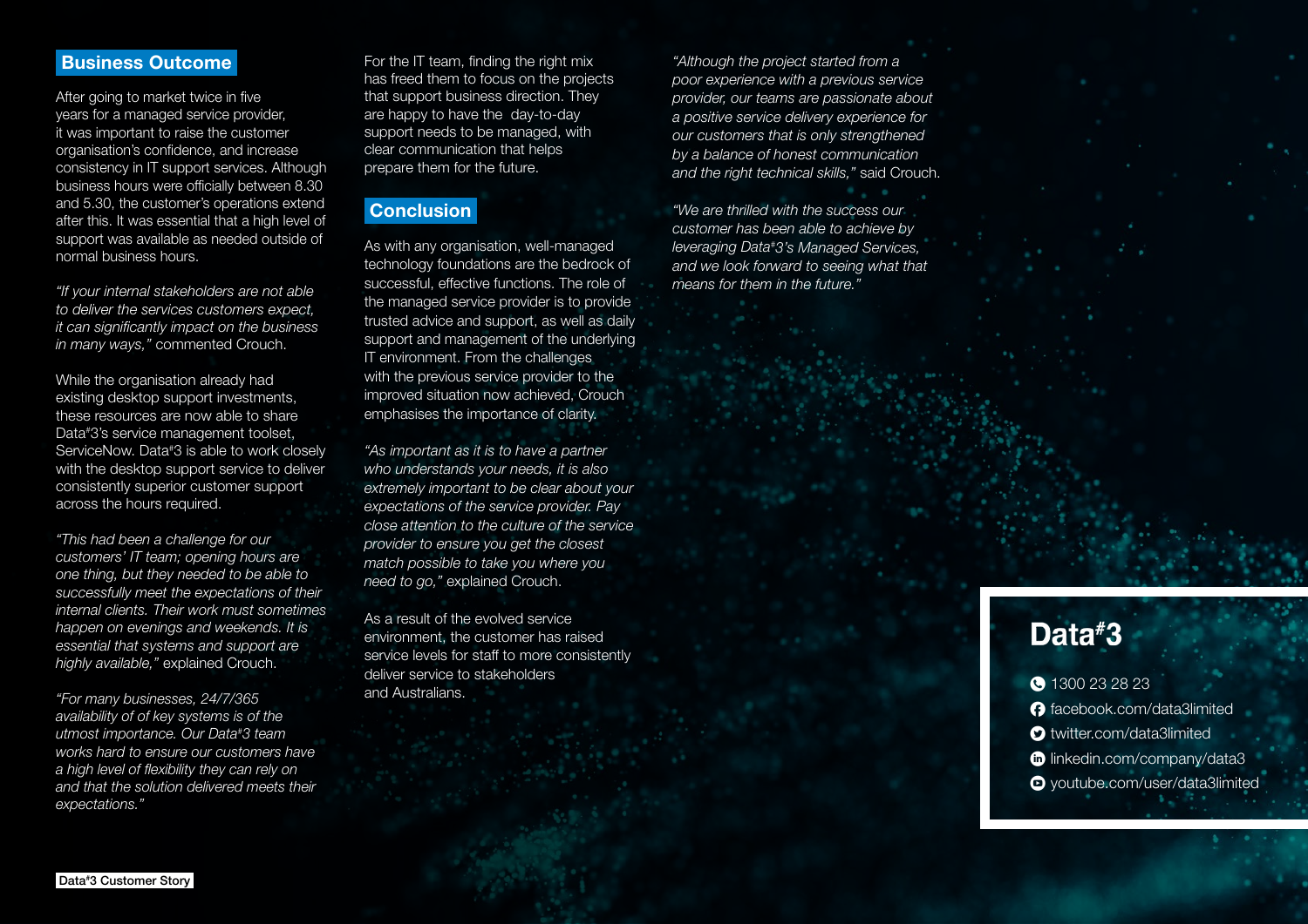## Business Outcome

After going to market twice in five years for a managed service provider, it was important to raise the customer organisation's confidence, and increase consistency in IT support services. Although business hours were officially between 8.30 and 5.30, the customer's operations extend after this. It was essential that a high level of support was available as needed outside of normal business hours.

*"If your internal stakeholders are not able to deliver the services customers expect, it can significantly impact on the business in many ways,"* commented Crouch.

While the organisation already had existing desktop support investments, these resources are now able to share Data#3's service management toolset, ServiceNow. Data#3 is able to work closely with the desktop support service to deliver consistently superior customer support across the hours required.

*"This had been a challenge for our customers' IT team; opening hours are one thing, but they needed to be able to successfully meet the expectations of their internal clients. Their work must sometimes happen on evenings and weekends. It is essential that systems and support are highly available,"* explained Crouch.

*"For many businesses, 24/7/365 availability of of key systems is of the utmost importance. Our Data#3 team works hard to ensure our customers have a high level of flexibility they can rely on and that the solution delivered meets their expectations."*

For the IT team, finding the right mix has freed them to focus on the projects that support business direction. They are happy to have the day-to-day support needs to be managed, with clear communication that helps prepare them for the future.

## Conclusion

As with any organisation, well-managed technology foundations are the bedrock of successful, effective functions. The role of the managed service provider is to provide trusted advice and support, as well as daily support and management of the underlying IT environment. From the challenges with the previous service provider to the improved situation now achieved, Crouch emphasises the importance of clarity.

*"As important as it is to have a partner who understands your needs, it is also extremely important to be clear about your expectations of the service provider. Pay close attention to the culture of the service provider to ensure you get the closest match possible to take you where you need to go,"* explained Crouch.

As a result of the evolved service environment, the customer has raised service levels for staff to more consistently deliver service to stakeholders and Australians.

*"Although the project started from a poor experience with a previous service provider, our teams are passionate about a positive service delivery experience for our customers that is only strengthened by a balance of honest communication and the right technical skills,"* said Crouch.

*"We are thrilled with the success our customer has been able to achieve by leveraging Data#3's Managed Services, and we look forward to seeing what that means for them in the future."*

**Data#3**

1300 23 28 23
facebook.com/data3limited
twitter.com/data3limited
linkedin.com/company/data3
youtube.com/user/data3limited